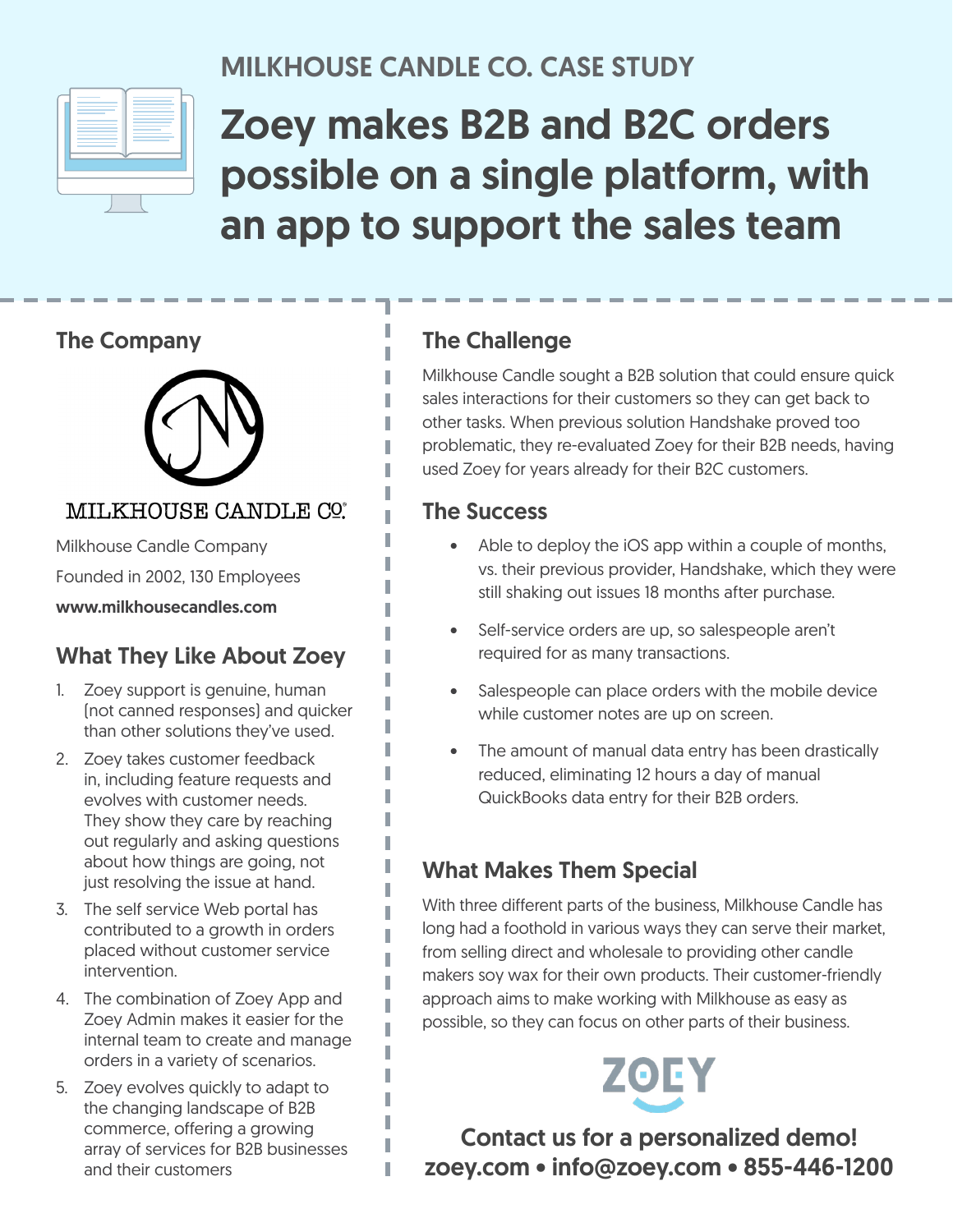MILKHOUSE CANDLE CO. CASE STUDY

# Zoey makes B2B and B2C orders possible on a single platform, with an app to support the sales team

## The Company

MILKHOUSE CANDLE CO.

Milkhouse Candle Company

Founded in 2002, 130 Employees

**www.milkhousecandles.com**

## What They Like About Zoey

1. Zoey support is genuine, human (not canned responses) and quicker than other solutions they've used.
2. Zoey takes customer feedback in, including feature requests and evolves with customer needs. They show they care by reaching out regularly and asking questions about how things are going, not just resolving the issue at hand.
3. The self service Web portal has contributed to a growth in orders placed without customer service intervention.
4. The combination of Zoey App and Zoey Admin makes it easier for the internal team to create and manage orders in a variety of scenarios.
5. Zoey evolves quickly to adapt to the changing landscape of B2B commerce, offering a growing array of services for B2B businesses and their customers

## The Challenge

Milkhouse Candle sought a B2B solution that could ensure quick sales interactions for their customers so they can get back to other tasks. When previous solution Handshake proved too problematic, they re-evaluated Zoey for their B2B needs, having used Zoey for years already for their B2C customers.

## The Success

- Able to deploy the iOS app within a couple of months, vs. their previous provider, Handshake, which they were still shaking out issues 18 months after purchase.
- Self-service orders are up, so salespeople aren't required for as many transactions.
- Salespeople can place orders with the mobile device while customer notes are up on screen.
- The amount of manual data entry has been drastically reduced, eliminating 12 hours a day of manual QuickBooks data entry for their B2B orders.

## What Makes Them Special

With three different parts of the business, Milkhouse Candle has long had a foothold in various ways they can serve their market, from selling direct and wholesale to providing other candle makers soy wax for their own products. Their customer-friendly approach aims to make working with Milkhouse as easy as possible, so they can focus on other parts of their business.

ZOEY

**Contact us for a personalized demo!**
**zoey.com • info@zoey.com • 855-446-1200**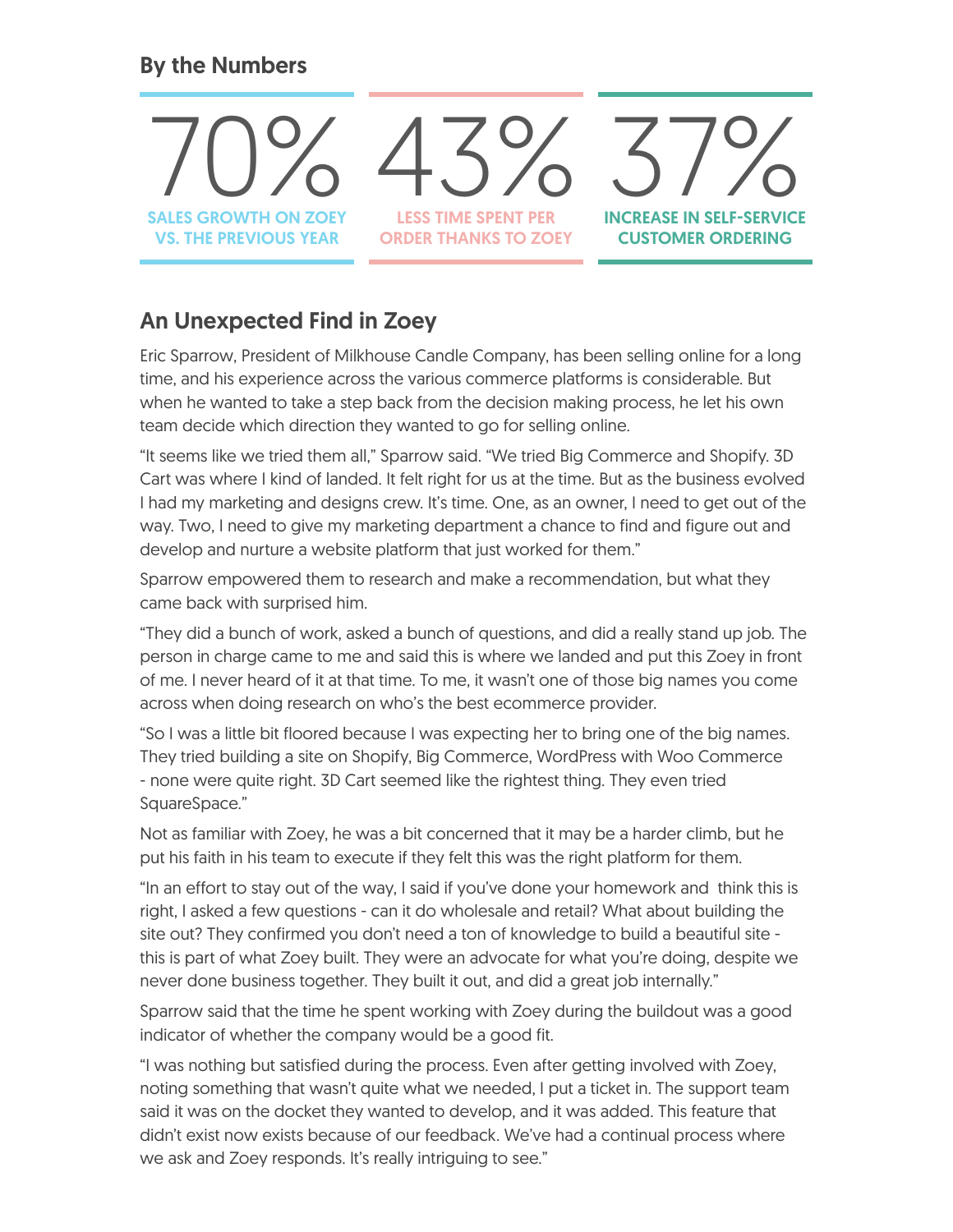## By the Numbers

**70%**
SALES GROWTH ON ZOEY VS. THE PREVIOUS YEAR

**43%**
LESS TIME SPENT PER ORDER THANKS TO ZOEY

**37%**
INCREASE IN SELF-SERVICE CUSTOMER ORDERING

## An Unexpected Find in Zoey

Eric Sparrow, President of Milkhouse Candle Company, has been selling online for a long time, and his experience across the various commerce platforms is considerable. But when he wanted to take a step back from the decision making process, he let his own team decide which direction they wanted to go for selling online.

"It seems like we tried them all," Sparrow said. "We tried Big Commerce and Shopify. 3D Cart was where I kind of landed. It felt right for us at the time. But as the business evolved I had my marketing and designs crew. It's time. One, as an owner, I need to get out of the way. Two, I need to give my marketing department a chance to find and figure out and develop and nurture a website platform that just worked for them."

Sparrow empowered them to research and make a recommendation, but what they came back with surprised him.

"They did a bunch of work, asked a bunch of questions, and did a really stand up job. The person in charge came to me and said this is where we landed and put this Zoey in front of me. I never heard of it at that time. To me, it wasn't one of those big names you come across when doing research on who's the best ecommerce provider.

"So I was a little bit floored because I was expecting her to bring one of the big names. They tried building a site on Shopify, Big Commerce, WordPress with Woo Commerce - none were quite right. 3D Cart seemed like the rightest thing. They even tried SquareSpace."

Not as familiar with Zoey, he was a bit concerned that it may be a harder climb, but he put his faith in his team to execute if they felt this was the right platform for them.

"In an effort to stay out of the way, I said if you've done your homework and think this is right, I asked a few questions - can it do wholesale and retail? What about building the site out? They confirmed you don't need a ton of knowledge to build a beautiful site - this is part of what Zoey built. They were an advocate for what you're doing, despite we never done business together. They built it out, and did a great job internally."

Sparrow said that the time he spent working with Zoey during the buildout was a good indicator of whether the company would be a good fit.

"I was nothing but satisfied during the process. Even after getting involved with Zoey, noting something that wasn't quite what we needed, I put a ticket in. The support team said it was on the docket they wanted to develop, and it was added. This feature that didn't exist now exists because of our feedback. We've had a continual process where we ask and Zoey responds. It's really intriguing to see."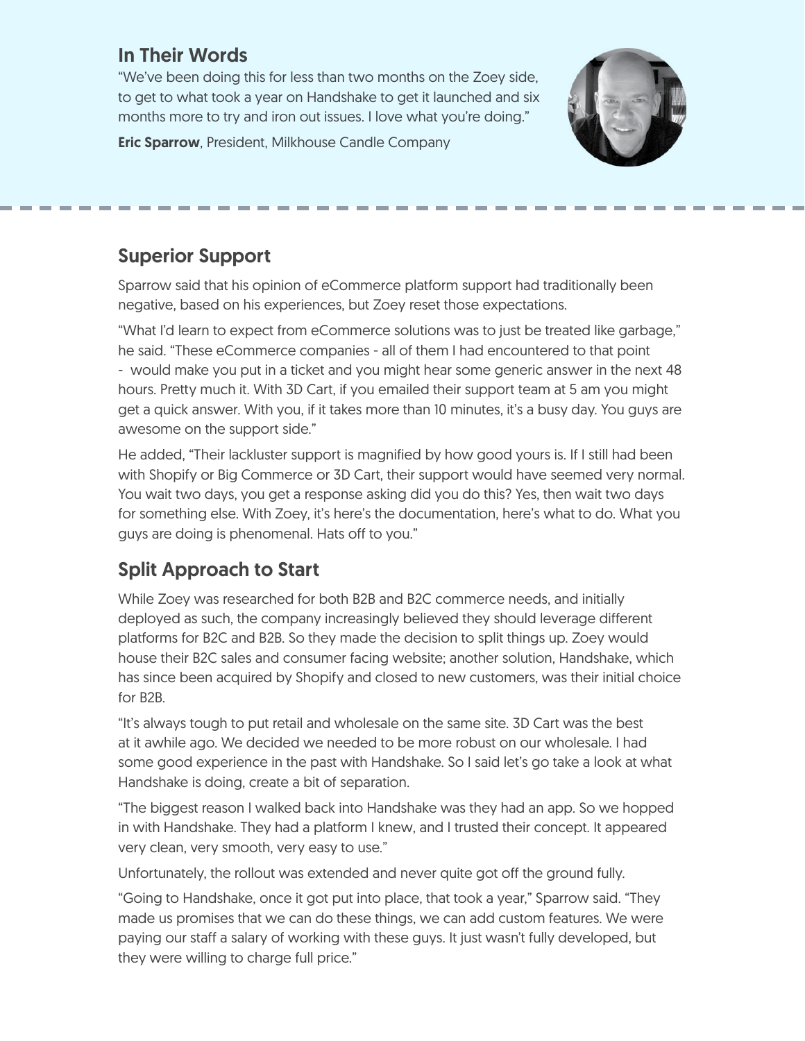## In Their Words

"We've been doing this for less than two months on the Zoey side, to get to what took a year on Handshake to get it launched and six months more to try and iron out issues. I love what you're doing."

**Eric Sparrow**, President, Milkhouse Candle Company

## Superior Support

Sparrow said that his opinion of eCommerce platform support had traditionally been negative, based on his experiences, but Zoey reset those expectations.

"What I'd learn to expect from eCommerce solutions was to just be treated like garbage," he said. "These eCommerce companies - all of them I had encountered to that point - would make you put in a ticket and you might hear some generic answer in the next 48 hours. Pretty much it. With 3D Cart, if you emailed their support team at 5 am you might get a quick answer. With you, if it takes more than 10 minutes, it's a busy day. You guys are awesome on the support side."

He added, "Their lackluster support is magnified by how good yours is. If I still had been with Shopify or Big Commerce or 3D Cart, their support would have seemed very normal. You wait two days, you get a response asking did you do this? Yes, then wait two days for something else. With Zoey, it's here's the documentation, here's what to do. What you guys are doing is phenomenal. Hats off to you."

## Split Approach to Start

While Zoey was researched for both B2B and B2C commerce needs, and initially deployed as such, the company increasingly believed they should leverage different platforms for B2C and B2B. So they made the decision to split things up. Zoey would house their B2C sales and consumer facing website; another solution, Handshake, which has since been acquired by Shopify and closed to new customers, was their initial choice for B2B.

"It's always tough to put retail and wholesale on the same site. 3D Cart was the best at it awhile ago. We decided we needed to be more robust on our wholesale. I had some good experience in the past with Handshake. So I said let's go take a look at what Handshake is doing, create a bit of separation.

"The biggest reason I walked back into Handshake was they had an app. So we hopped in with Handshake. They had a platform I knew, and I trusted their concept. It appeared very clean, very smooth, very easy to use."

Unfortunately, the rollout was extended and never quite got off the ground fully.

"Going to Handshake, once it got put into place, that took a year," Sparrow said. "They made us promises that we can do these things, we can add custom features. We were paying our staff a salary of working with these guys. It just wasn't fully developed, but they were willing to charge full price."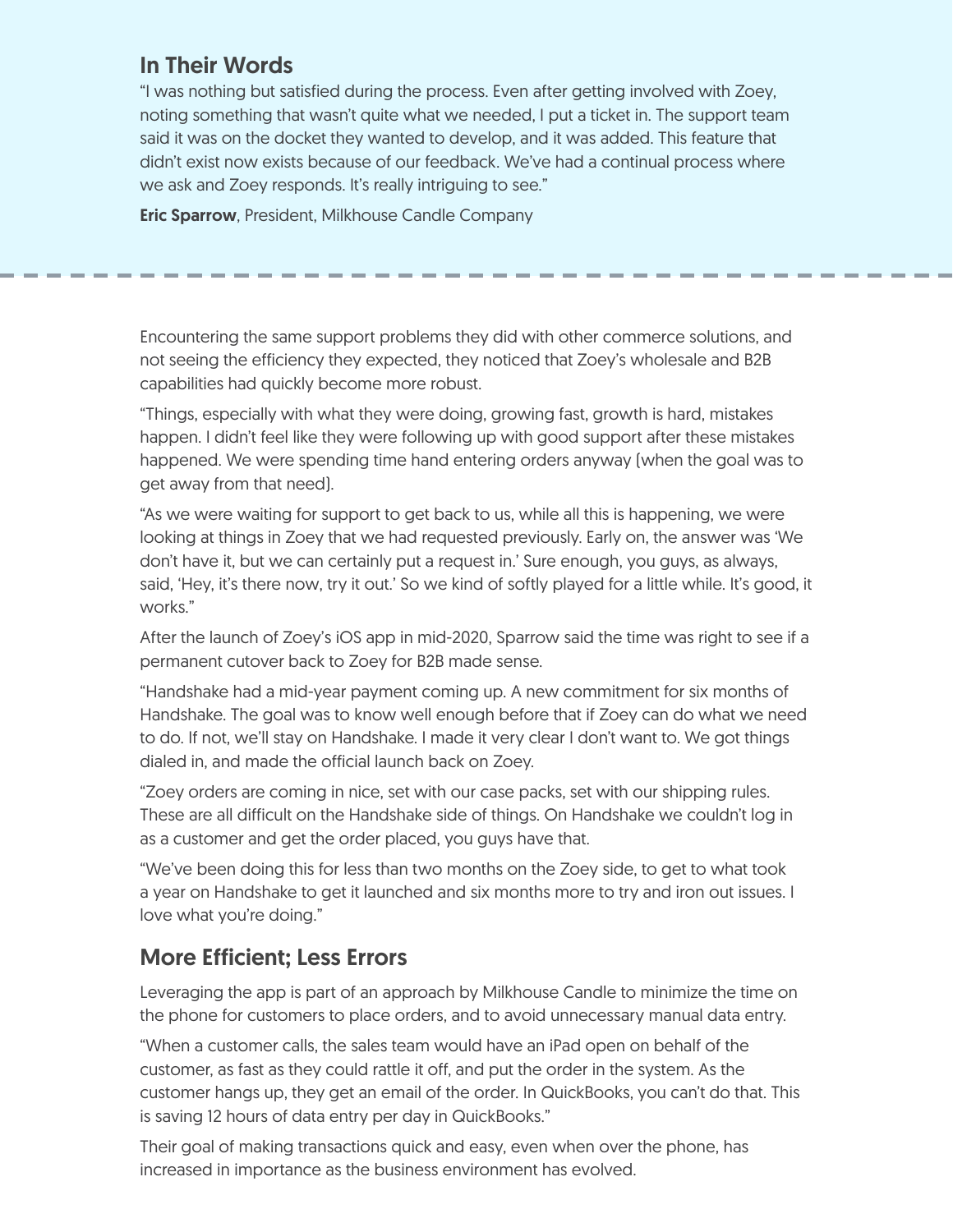## In Their Words

"I was nothing but satisfied during the process. Even after getting involved with Zoey, noting something that wasn't quite what we needed, I put a ticket in. The support team said it was on the docket they wanted to develop, and it was added. This feature that didn't exist now exists because of our feedback. We've had a continual process where we ask and Zoey responds. It's really intriguing to see."

**Eric Sparrow**, President, Milkhouse Candle Company

---

Encountering the same support problems they did with other commerce solutions, and not seeing the efficiency they expected, they noticed that Zoey's wholesale and B2B capabilities had quickly become more robust.

"Things, especially with what they were doing, growing fast, growth is hard, mistakes happen. I didn't feel like they were following up with good support after these mistakes happened. We were spending time hand entering orders anyway (when the goal was to get away from that need).

"As we were waiting for support to get back to us, while all this is happening, we were looking at things in Zoey that we had requested previously. Early on, the answer was 'We don't have it, but we can certainly put a request in.' Sure enough, you guys, as always, said, 'Hey, it's there now, try it out.' So we kind of softly played for a little while. It's good, it works."

After the launch of Zoey's iOS app in mid-2020, Sparrow said the time was right to see if a permanent cutover back to Zoey for B2B made sense.

"Handshake had a mid-year payment coming up. A new commitment for six months of Handshake. The goal was to know well enough before that if Zoey can do what we need to do. If not, we'll stay on Handshake. I made it very clear I don't want to. We got things dialed in, and made the official launch back on Zoey.

"Zoey orders are coming in nice, set with our case packs, set with our shipping rules. These are all difficult on the Handshake side of things. On Handshake we couldn't log in as a customer and get the order placed, you guys have that.

"We've been doing this for less than two months on the Zoey side, to get to what took a year on Handshake to get it launched and six months more to try and iron out issues. I love what you're doing."

## More Efficient; Less Errors

Leveraging the app is part of an approach by Milkhouse Candle to minimize the time on the phone for customers to place orders, and to avoid unnecessary manual data entry.

"When a customer calls, the sales team would have an iPad open on behalf of the customer, as fast as they could rattle it off, and put the order in the system. As the customer hangs up, they get an email of the order. In QuickBooks, you can't do that. This is saving 12 hours of data entry per day in QuickBooks."

Their goal of making transactions quick and easy, even when over the phone, has increased in importance as the business environment has evolved.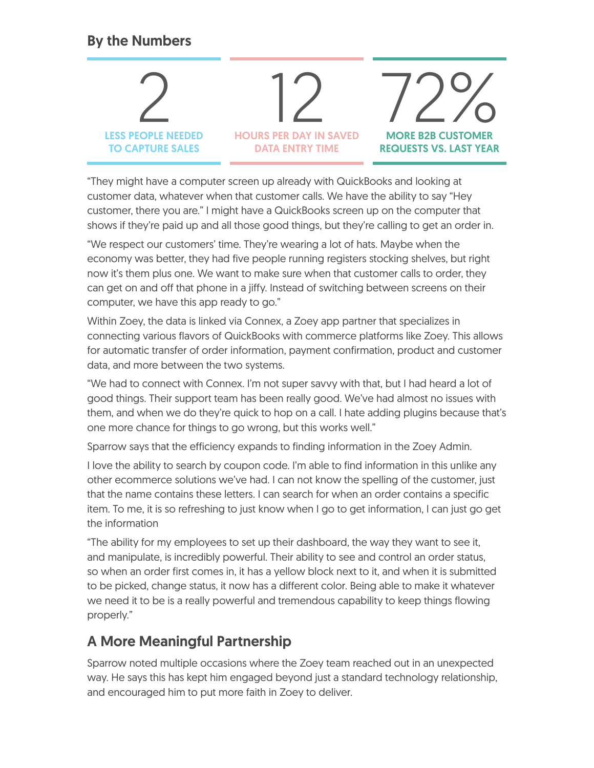## By the Numbers

**2**
LESS PEOPLE NEEDED TO CAPTURE SALES

**12**
HOURS PER DAY IN SAVED DATA ENTRY TIME

**72%**
MORE B2B CUSTOMER REQUESTS VS. LAST YEAR

"They might have a computer screen up already with QuickBooks and looking at customer data, whatever when that customer calls. We have the ability to say "Hey customer, there you are." I might have a QuickBooks screen up on the computer that shows if they're paid up and all those good things, but they're calling to get an order in.

"We respect our customers' time. They're wearing a lot of hats. Maybe when the economy was better, they had five people running registers stocking shelves, but right now it's them plus one. We want to make sure when that customer calls to order, they can get on and off that phone in a jiffy. Instead of switching between screens on their computer, we have this app ready to go."

Within Zoey, the data is linked via Connex, a Zoey app partner that specializes in connecting various flavors of QuickBooks with commerce platforms like Zoey. This allows for automatic transfer of order information, payment confirmation, product and customer data, and more between the two systems.

"We had to connect with Connex. I'm not super savvy with that, but I had heard a lot of good things. Their support team has been really good. We've had almost no issues with them, and when we do they're quick to hop on a call. I hate adding plugins because that's one more chance for things to go wrong, but this works well."

Sparrow says that the efficiency expands to finding information in the Zoey Admin.

I love the ability to search by coupon code. I'm able to find information in this unlike any other ecommerce solutions we've had. I can not know the spelling of the customer, just that the name contains these letters. I can search for when an order contains a specific item. To me, it is so refreshing to just know when I go to get information, I can just go get the information

"The ability for my employees to set up their dashboard, the way they want to see it, and manipulate, is incredibly powerful. Their ability to see and control an order status, so when an order first comes in, it has a yellow block next to it, and when it is submitted to be picked, change status, it now has a different color. Being able to make it whatever we need it to be is a really powerful and tremendous capability to keep things flowing properly."

## A More Meaningful Partnership

Sparrow noted multiple occasions where the Zoey team reached out in an unexpected way. He says this has kept him engaged beyond just a standard technology relationship, and encouraged him to put more faith in Zoey to deliver.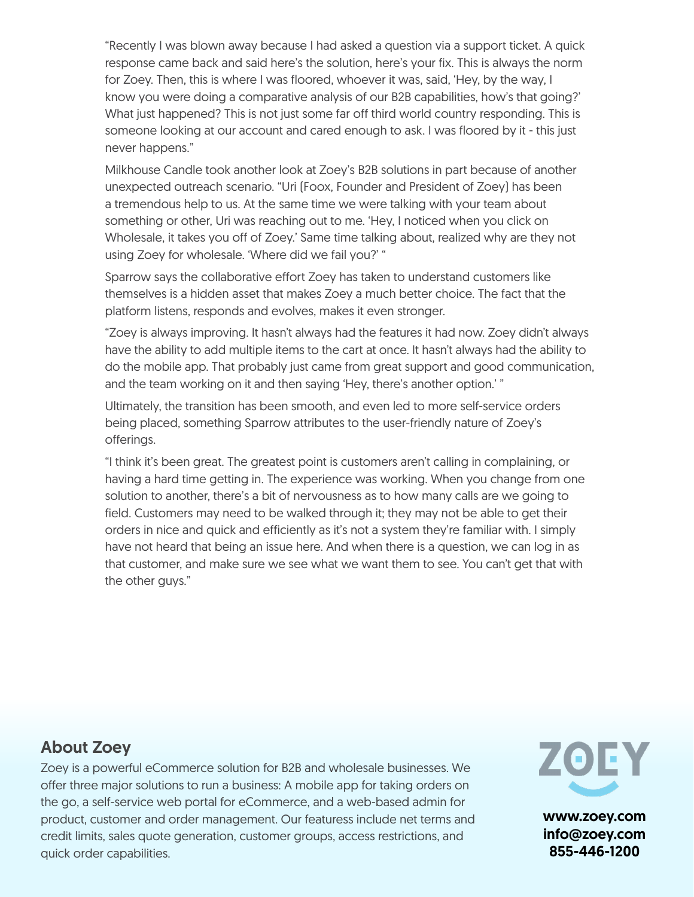"Recently I was blown away because I had asked a question via a support ticket. A quick response came back and said here's the solution, here's your fix. This is always the norm for Zoey. Then, this is where I was floored, whoever it was, said, 'Hey, by the way, I know you were doing a comparative analysis of our B2B capabilities, how's that going?' What just happened? This is not just some far off third world country responding. This is someone looking at our account and cared enough to ask. I was floored by it - this just never happens."

Milkhouse Candle took another look at Zoey's B2B solutions in part because of another unexpected outreach scenario. "Uri (Foox, Founder and President of Zoey) has been a tremendous help to us. At the same time we were talking with your team about something or other, Uri was reaching out to me. 'Hey, I noticed when you click on Wholesale, it takes you off of Zoey.' Same time talking about, realized why are they not using Zoey for wholesale. 'Where did we fail you?' "

Sparrow says the collaborative effort Zoey has taken to understand customers like themselves is a hidden asset that makes Zoey a much better choice. The fact that the platform listens, responds and evolves, makes it even stronger.

"Zoey is always improving. It hasn't always had the features it had now. Zoey didn't always have the ability to add multiple items to the cart at once. It hasn't always had the ability to do the mobile app. That probably just came from great support and good communication, and the team working on it and then saying 'Hey, there's another option.' "

Ultimately, the transition has been smooth, and even led to more self-service orders being placed, something Sparrow attributes to the user-friendly nature of Zoey's offerings.

"I think it's been great. The greatest point is customers aren't calling in complaining, or having a hard time getting in. The experience was working. When you change from one solution to another, there's a bit of nervousness as to how many calls are we going to field. Customers may need to be walked through it; they may not be able to get their orders in nice and quick and efficiently as it's not a system they're familiar with. I simply have not heard that being an issue here. And when there is a question, we can log in as that customer, and make sure we see what we want them to see. You can't get that with the other guys."

## About Zoey

Zoey is a powerful eCommerce solution for B2B and wholesale businesses. We offer three major solutions to run a business: A mobile app for taking orders on the go, a self-service web portal for eCommerce, and a web-based admin for product, customer and order management. Our featuress include net terms and credit limits, sales quote generation, customer groups, access restrictions, and quick order capabilities.

ZOEY

**www.zoey.com**
**info@zoey.com**
**855-446-1200**